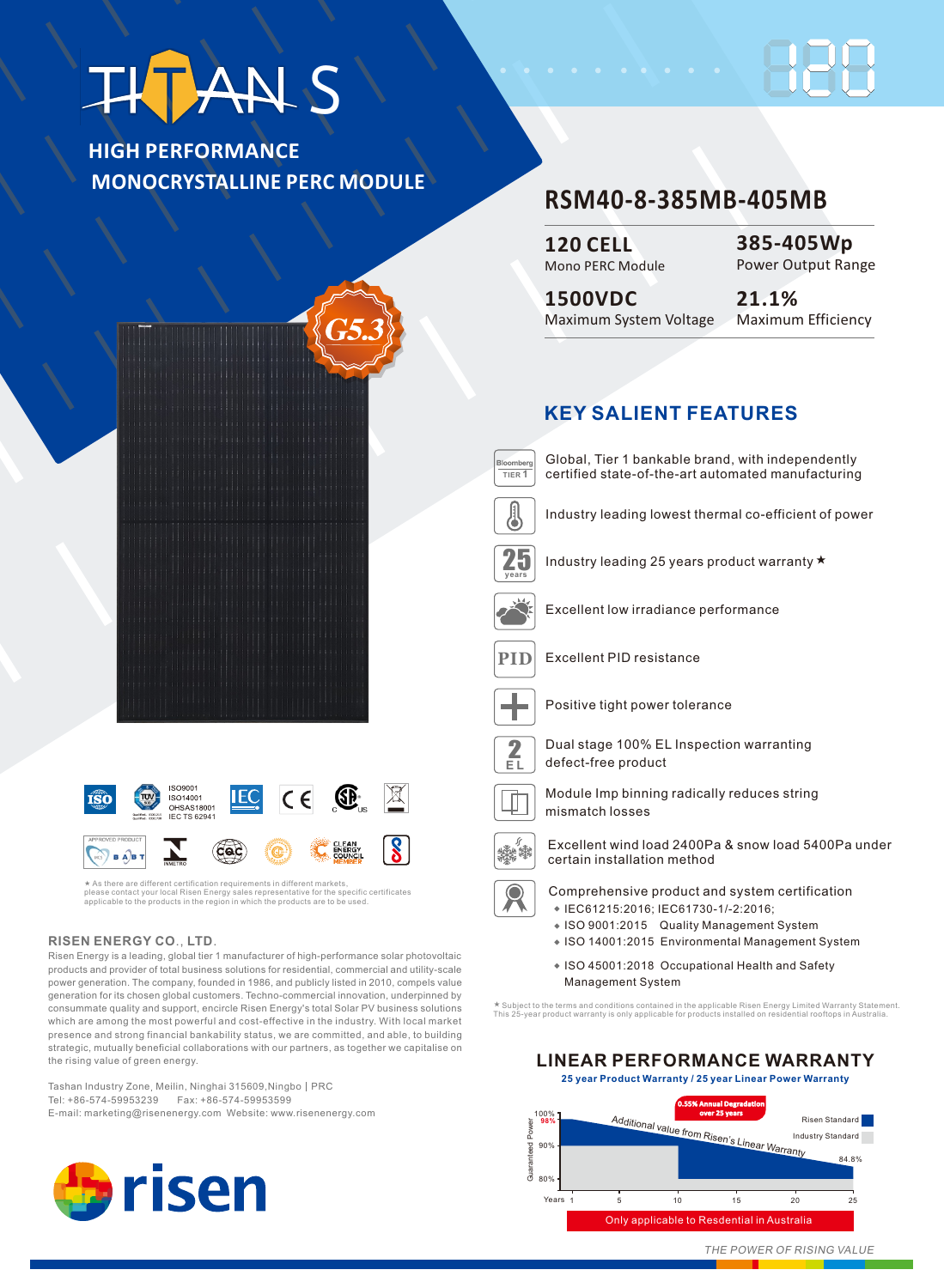# TITAN S

## HIGH PERFORMANCE MONOCRYSTALLINE PERC MODULE

G5.3

## RSM40-8-385MB-405MB

| | |
|---|---|
| **120 CELL** Mono PERC Module | **385-405Wp** Power Output Range |
| **1500VDC** Maximum System Voltage | **21.1%** Maximum Efficiency |

## KEY SALIENT FEATURES

- Global, Tier 1 bankable brand, with independently certified state-of-the-art automated manufacturing
- Industry leading lowest thermal co-efficient of power
- Industry leading 25 years product warranty ★
- Excellent low irradiance performance
- Excellent PID resistance
- Positive tight power tolerance
- Dual stage 100% EL Inspection warranting defect-free product
- Module Imp binning radically reduces string mismatch losses
- Excellent wind load 2400Pa & snow load 5400Pa under certain installation method
- Comprehensive product and system certification
  - IEC61215:2016; IEC61730-1/-2:2016;
  - ISO 9001:2015 Quality Management System
  - ISO 14001:2015 Environmental Management System
  - ISO 45001:2018 Occupational Health and Safety Management System

★ Subject to the terms and conditions contained in the applicable Risen Energy Limited Warranty Statement. This 25-year product warranty is only applicable for products installed on residential rooftops in Australia.

ISO9001
ISO14001
OHSAS18001
IEC TS 62941

★ As there are different certification requirements in different markets, please contact your local Risen Energy sales representative for the specific certificates applicable to the products in the region in which the products are to be used.

## RISEN ENERGY CO., LTD.

Risen Energy is a leading, global tier 1 manufacturer of high-performance solar photovoltaic products and provider of total business solutions for residential, commercial and utility-scale power generation. The company, founded in 1986, and publicly listed in 2010, compels value generation for its chosen global customers. Techno-commercial innovation, underpinned by consummate quality and support, encircle Risen Energy's total Solar PV business solutions which are among the most powerful and cost-effective in the industry. With local market presence and strong financial bankability status, we are committed, and able, to building strategic, mutually beneficial collaborations with our partners, as together we capitalise on the rising value of green energy.

Tashan Industry Zone, Meilin, Ninghai 315609,Ningbo | PRC
Tel: +86-574-59953239 Fax: +86-574-59953599
E-mail: marketing@risenenergy.com Website: www.risenenergy.com

## LINEAR PERFORMANCE WARRANTY

**25 year Product Warranty / 25 year Linear Power Warranty**

0.55% Annual Degradation over 25 years

Additional value from Risen's Linear Warranty

Risen Standard / Industry Standard

Guaranteed Power: 100%, 98%, 90%, 84.8%, 80%

Years: 1, 5, 10, 15, 20, 25

Only applicable to Resdential in Australia

*THE POWER OF RISING VALUE*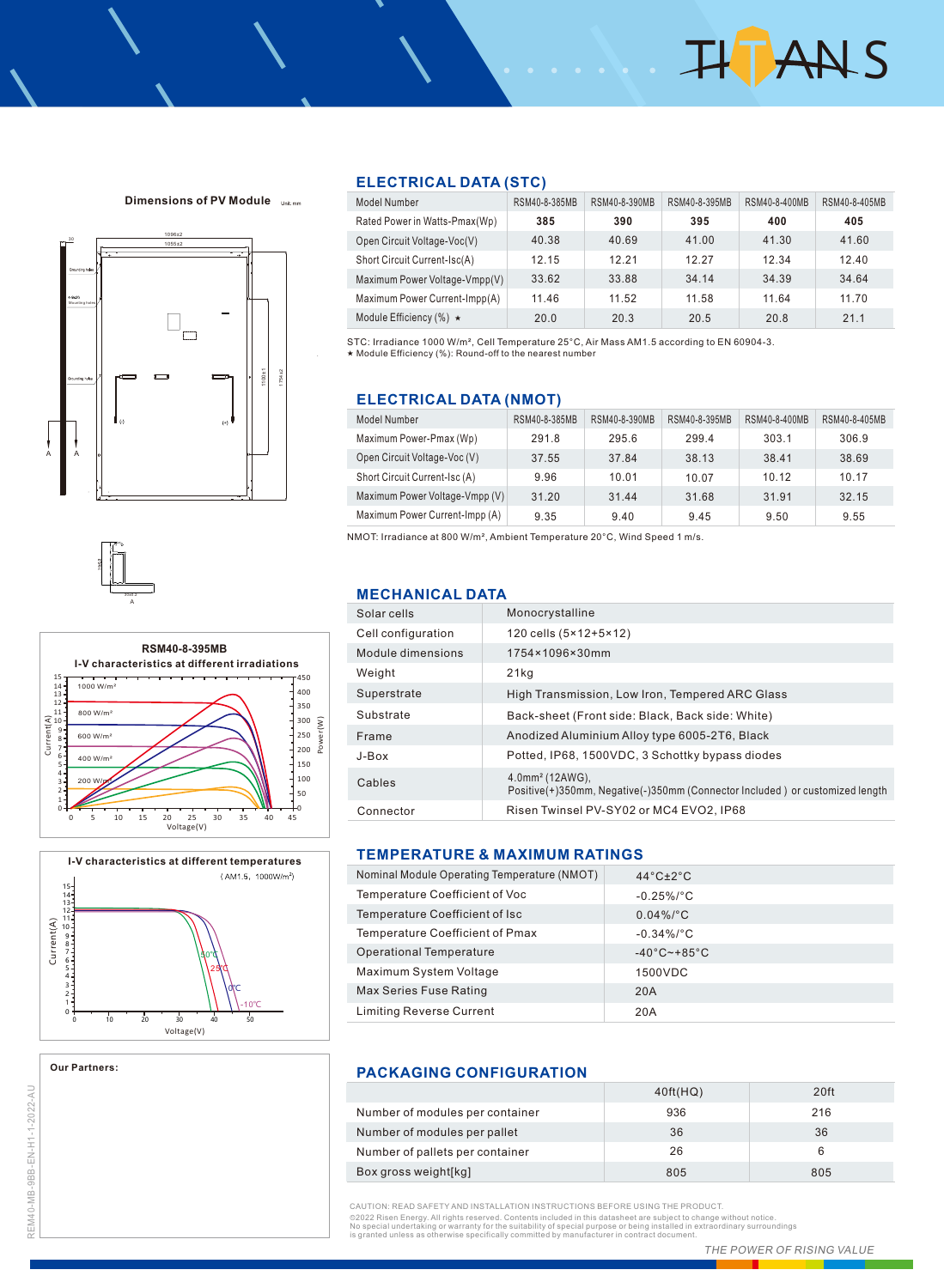# ELECTRICAL DATA (STC)

| Model Number | RSM40-8-385MB | RSM40-8-390MB | RSM40-8-395MB | RSM40-8-400MB | RSM40-8-405MB |
|---|---|---|---|---|---|
| Rated Power in Watts-Pmax(Wp) | **385** | **390** | **395** | **400** | **405** |
| Open Circuit Voltage-Voc(V) | 40.38 | 40.69 | 41.00 | 41.30 | 41.60 |
| Short Circuit Current-Isc(A) | 12.15 | 12.21 | 12.27 | 12.34 | 12.40 |
| Maximum Power Voltage-Vmpp(V) | 33.62 | 33.88 | 34.14 | 34.39 | 34.64 |
| Maximum Power Current-Impp(A) | 11.46 | 11.52 | 11.58 | 11.64 | 11.70 |
| Module Efficiency (%) ★ | 20.0 | 20.3 | 20.5 | 20.8 | 21.1 |

STC: Irradiance 1000 W/m², Cell Temperature 25°C, Air Mass AM1.5 according to EN 60904-3.
★ Module Efficiency (%): Round-off to the nearest number

# ELECTRICAL DATA (NMOT)

| Model Number | RSM40-8-385MB | RSM40-8-390MB | RSM40-8-395MB | RSM40-8-400MB | RSM40-8-405MB |
|---|---|---|---|---|---|
| Maximum Power-Pmax (Wp) | 291.8 | 295.6 | 299.4 | 303.1 | 306.9 |
| Open Circuit Voltage-Voc (V) | 37.55 | 37.84 | 38.13 | 38.41 | 38.69 |
| Short Circuit Current-Isc (A) | 9.96 | 10.01 | 10.07 | 10.12 | 10.17 |
| Maximum Power Voltage-Vmpp (V) | 31.20 | 31.44 | 31.68 | 31.91 | 32.15 |
| Maximum Power Current-Impp (A) | 9.35 | 9.40 | 9.45 | 9.50 | 9.55 |

NMOT: Irradiance at 800 W/m², Ambient Temperature 20°C, Wind Speed 1 m/s.

## Dimensions of PV Module

Unit: mm

1096±2
1055±2
30
Grounding holes
4-9x14 Mounting holes
Grounding holes
1100±1
1754±2
(-)
(+)
A
A
30±0.2
A

**RSM40-8-395MB**
**I-V characteristics at different irradiations**

1000 W/m²
800 W/m²
600 W/m²
400 W/m²
200 W/m²
Current(A)
Power(W)
Voltage(V)

**I-V characteristics at different temperatures**

(AM1.5, 1000W/m²)
50°C
25°C
0°C
-10°C
Current(A)
Voltage(V)

**Our Partners:**

# MECHANICAL DATA

| | |
|---|---|
| Solar cells | Monocrystalline |
| Cell configuration | 120 cells (5×12+5×12) |
| Module dimensions | 1754×1096×30mm |
| Weight | 21kg |
| Superstrate | High Transmission, Low Iron, Tempered ARC Glass |
| Substrate | Back-sheet (Front side: Black, Back side: White) |
| Frame | Anodized Aluminium Alloy type 6005-2T6, Black |
| J-Box | Potted, IP68, 1500VDC, 3 Schottky bypass diodes |
| Cables | 4.0mm² (12AWG), Positive(+)350mm, Negative(-)350mm (Connector Included ) or customized length |
| Connector | Risen Twinsel PV-SY02 or MC4 EVO2, IP68 |

# TEMPERATURE & MAXIMUM RATINGS

| | |
|---|---|
| Nominal Module Operating Temperature (NMOT) | 44°C±2°C |
| Temperature Coefficient of Voc | -0.25%/°C |
| Temperature Coefficient of Isc | 0.04%/°C |
| Temperature Coefficient of Pmax | -0.34%/°C |
| Operational Temperature | -40°C~+85°C |
| Maximum System Voltage | 1500VDC |
| Max Series Fuse Rating | 20A |
| Limiting Reverse Current | 20A |

# PACKAGING CONFIGURATION

| | 40ft(HQ) | 20ft |
|---|---|---|
| Number of modules per container | 936 | 216 |
| Number of modules per pallet | 36 | 36 |
| Number of pallets per container | 26 | 6 |
| Box gross weight[kg] | 805 | 805 |

CAUTION: READ SAFETY AND INSTALLATION INSTRUCTIONS BEFORE USING THE PRODUCT.
©2022 Risen Energy. All rights reserved. Contents included in this datasheet are subject to change without notice.
No special undertaking or warranty for the suitability of special purpose or being installed in extraordinary surroundings is granted unless as otherwise specifically committed by manufacturer in contract document.

*THE POWER OF RISING VALUE*

REM40-MB-9BB-EN-H1-1-2022-AU